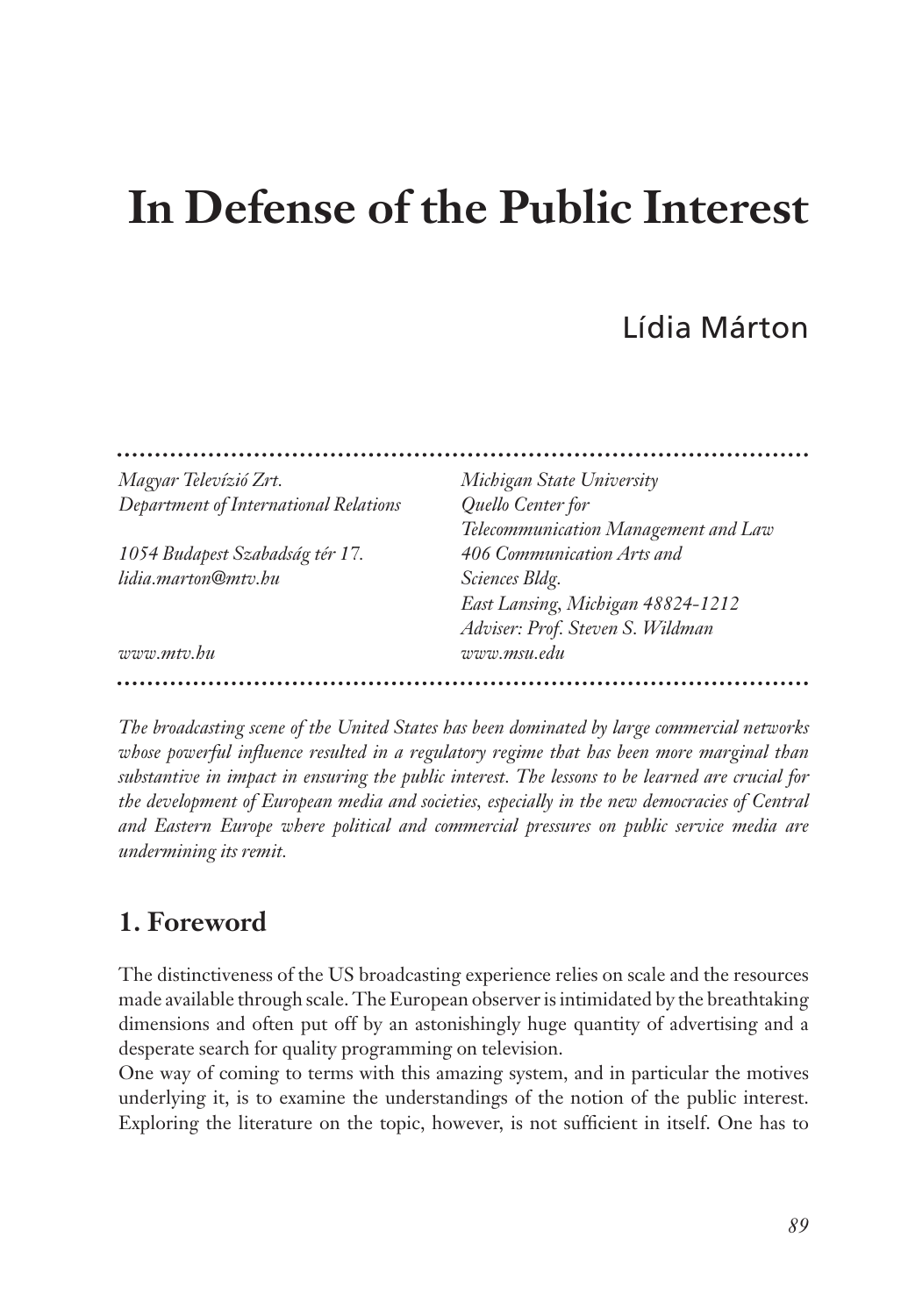# In Defense of the Public Interest

Lídia Márton

*Magyar Televízió Zrt.*
*Department of International Relations*

*1054 Budapest Szabadság tér 17.*
*lidia.marton@mtv.hu*

*www.mtv.hu*

*Michigan State University*
*Quello Center for*
*Telecommunication Management and Law*
*406 Communication Arts and*
*Sciences Bldg.*
*East Lansing, Michigan 48824-1212*
*Adviser: Prof. Steven S. Wildman*
*www.msu.edu*

*The broadcasting scene of the United States has been dominated by large commercial networks whose powerful influence resulted in a regulatory regime that has been more marginal than substantive in impact in ensuring the public interest. The lessons to be learned are crucial for the development of European media and societies, especially in the new democracies of Central and Eastern Europe where political and commercial pressures on public service media are undermining its remit.*

## 1. Foreword

The distinctiveness of the US broadcasting experience relies on scale and the resources made available through scale. The European observer is intimidated by the breathtaking dimensions and often put off by an astonishingly huge quantity of advertising and a desperate search for quality programming on television.

One way of coming to terms with this amazing system, and in particular the motives underlying it, is to examine the understandings of the notion of the public interest. Exploring the literature on the topic, however, is not sufficient in itself. One has to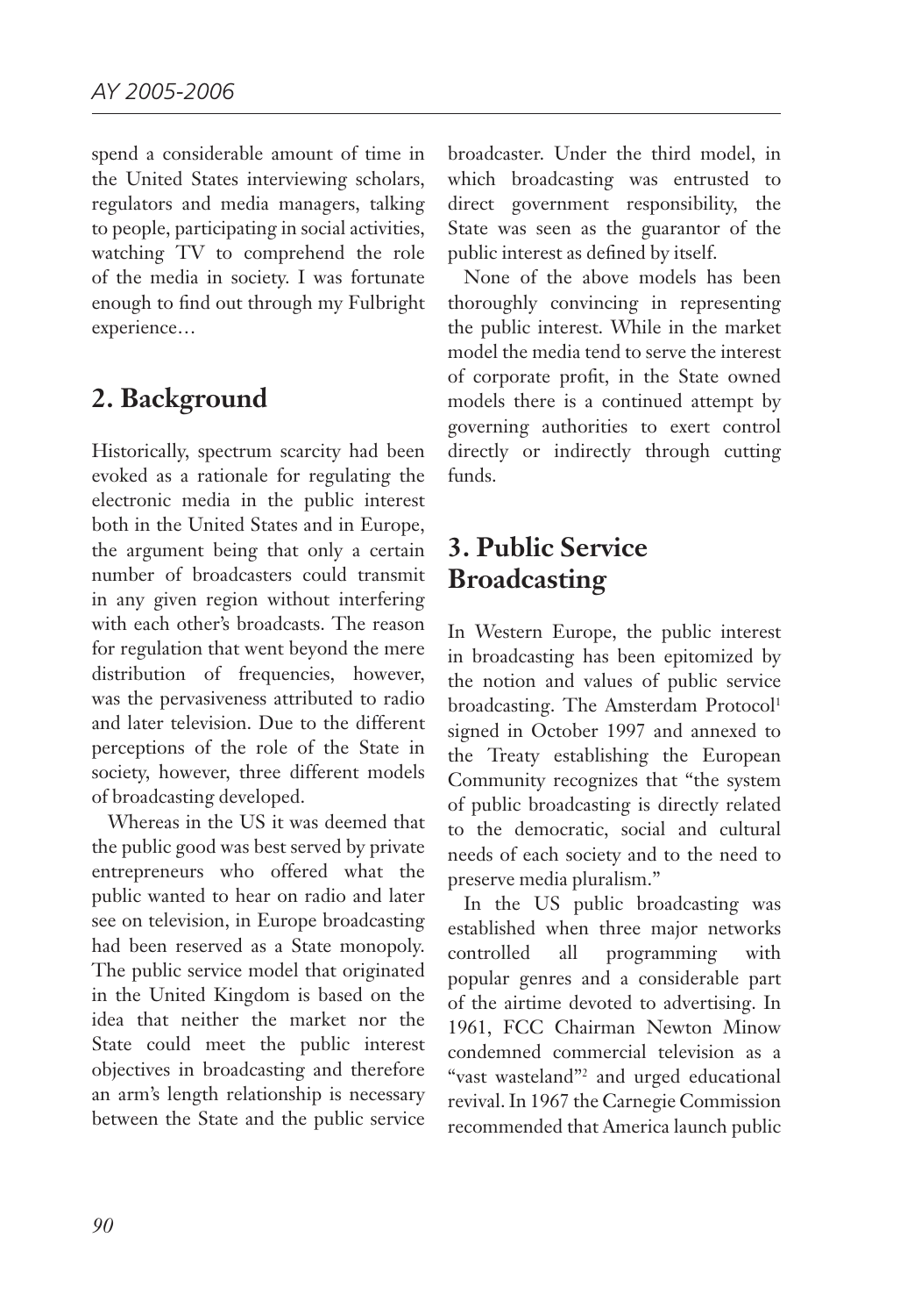spend a considerable amount of time in the United States interviewing scholars, regulators and media managers, talking to people, participating in social activities, watching TV to comprehend the role of the media in society. I was fortunate enough to find out through my Fulbright experience…

## 2. Background

Historically, spectrum scarcity had been evoked as a rationale for regulating the electronic media in the public interest both in the United States and in Europe, the argument being that only a certain number of broadcasters could transmit in any given region without interfering with each other's broadcasts. The reason for regulation that went beyond the mere distribution of frequencies, however, was the pervasiveness attributed to radio and later television. Due to the different perceptions of the role of the State in society, however, three different models of broadcasting developed.

Whereas in the US it was deemed that the public good was best served by private entrepreneurs who offered what the public wanted to hear on radio and later see on television, in Europe broadcasting had been reserved as a State monopoly. The public service model that originated in the United Kingdom is based on the idea that neither the market nor the State could meet the public interest objectives in broadcasting and therefore an arm's length relationship is necessary between the State and the public service broadcaster. Under the third model, in which broadcasting was entrusted to direct government responsibility, the State was seen as the guarantor of the public interest as defined by itself.

None of the above models has been thoroughly convincing in representing the public interest. While in the market model the media tend to serve the interest of corporate profit, in the State owned models there is a continued attempt by governing authorities to exert control directly or indirectly through cutting funds.

## 3. Public Service Broadcasting

In Western Europe, the public interest in broadcasting has been epitomized by the notion and values of public service broadcasting. The Amsterdam Protocol[1] signed in October 1997 and annexed to the Treaty establishing the European Community recognizes that "the system of public broadcasting is directly related to the democratic, social and cultural needs of each society and to the need to preserve media pluralism."

In the US public broadcasting was established when three major networks controlled all programming with popular genres and a considerable part of the airtime devoted to advertising. In 1961, FCC Chairman Newton Minow condemned commercial television as a "vast wasteland"[2] and urged educational revival. In 1967 the Carnegie Commission recommended that America launch public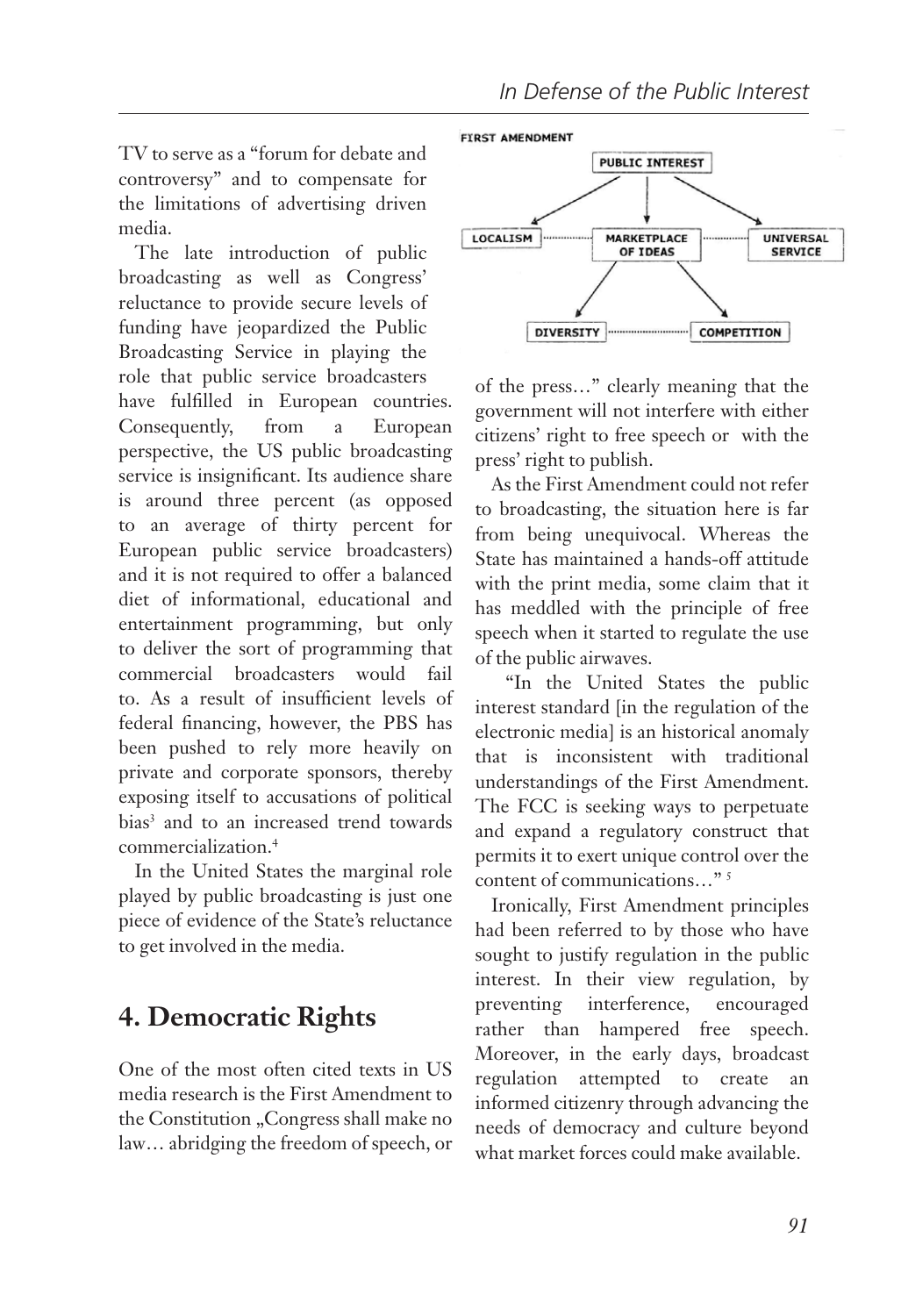TV to serve as a "forum for debate and controversy" and to compensate for the limitations of advertising driven media.

The late introduction of public broadcasting as well as Congress' reluctance to provide secure levels of funding have jeopardized the Public Broadcasting Service in playing the role that public service broadcasters have fulfilled in European countries. Consequently, from a European perspective, the US public broadcasting service is insignificant. Its audience share is around three percent (as opposed to an average of thirty percent for European public service broadcasters) and it is not required to offer a balanced diet of informational, educational and entertainment programming, but only to deliver the sort of programming that commercial broadcasters would fail to. As a result of insufficient levels of federal financing, however, the PBS has been pushed to rely more heavily on private and corporate sponsors, thereby exposing itself to accusations of political bias[3] and to an increased trend towards commercialization.[4]

In the United States the marginal role played by public broadcasting is just one piece of evidence of the State's reluctance to get involved in the media.

## 4. Democratic Rights

One of the most often cited texts in US media research is the First Amendment to the Constitution „Congress shall make no law… abridging the freedom of speech, or of the press…" clearly meaning that the government will not interfere with either citizens' right to free speech or with the press' right to publish.

As the First Amendment could not refer to broadcasting, the situation here is far from being unequivocal. Whereas the State has maintained a hands-off attitude with the print media, some claim that it has meddled with the principle of free speech when it started to regulate the use of the public airwaves.

"In the United States the public interest standard [in the regulation of the electronic media] is an historical anomaly that is inconsistent with traditional understandings of the First Amendment. The FCC is seeking ways to perpetuate and expand a regulatory construct that permits it to exert unique control over the content of communications…"[5]

Ironically, First Amendment principles had been referred to by those who have sought to justify regulation in the public interest. In their view regulation, by preventing interference, encouraged rather than hampered free speech. Moreover, in the early days, broadcast regulation attempted to create an informed citizenry through advancing the needs of democracy and culture beyond what market forces could make available.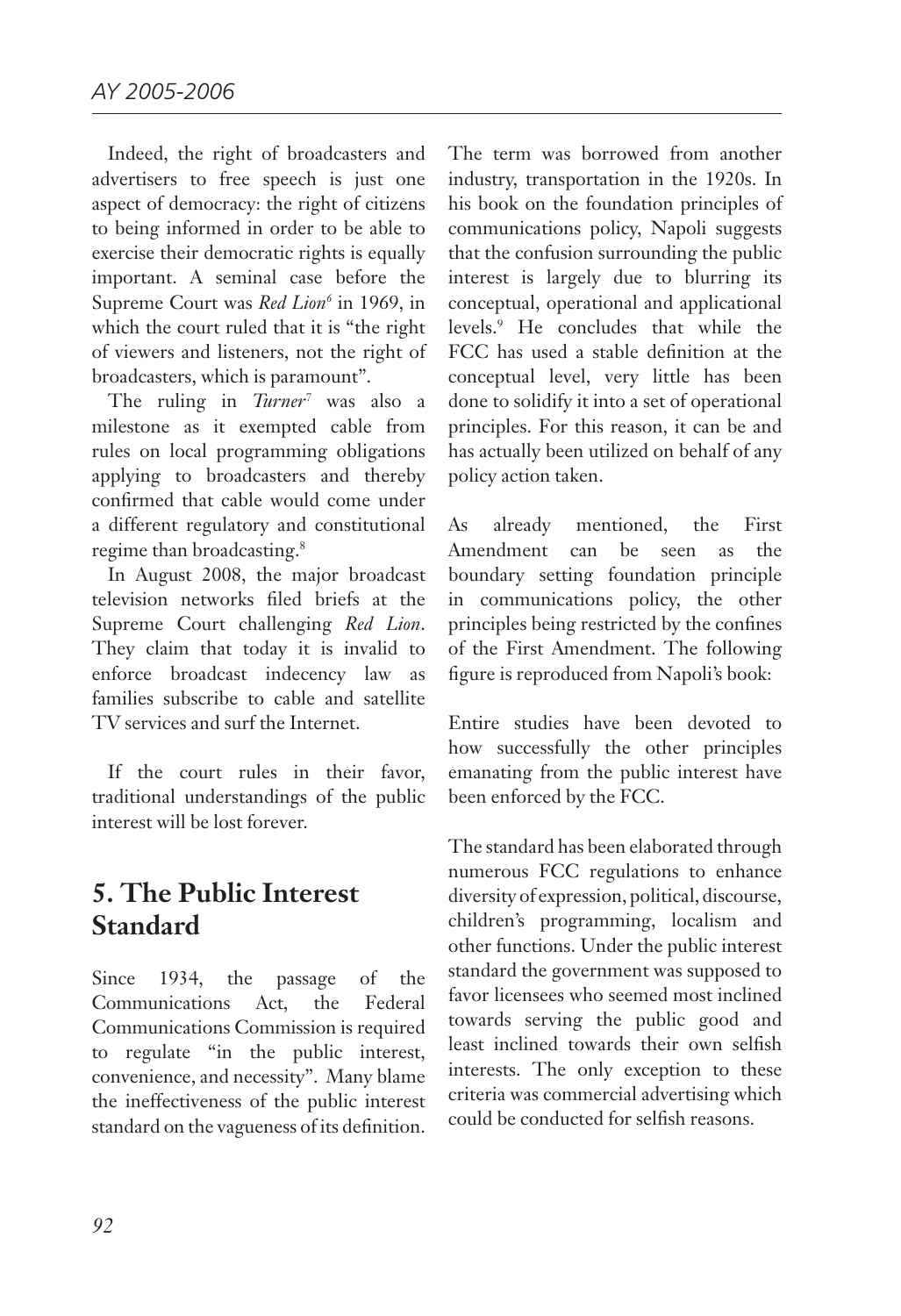Indeed, the right of broadcasters and advertisers to free speech is just one aspect of democracy: the right of citizens to being informed in order to be able to exercise their democratic rights is equally important. A seminal case before the Supreme Court was *Red Lion*[6] in 1969, in which the court ruled that it is "the right of viewers and listeners, not the right of broadcasters, which is paramount".

The ruling in *Turner*[7] was also a milestone as it exempted cable from rules on local programming obligations applying to broadcasters and thereby confirmed that cable would come under a different regulatory and constitutional regime than broadcasting.[8]

In August 2008, the major broadcast television networks filed briefs at the Supreme Court challenging *Red Lion*. They claim that today it is invalid to enforce broadcast indecency law as families subscribe to cable and satellite TV services and surf the Internet.

If the court rules in their favor, traditional understandings of the public interest will be lost forever.

## 5. The Public Interest Standard

Since 1934, the passage of the Communications Act, the Federal Communications Commission is required to regulate "in the public interest, convenience, and necessity". Many blame the ineffectiveness of the public interest standard on the vagueness of its definition. The term was borrowed from another industry, transportation in the 1920s. In his book on the foundation principles of communications policy, Napoli suggests that the confusion surrounding the public interest is largely due to blurring its conceptual, operational and applicational levels.[9] He concludes that while the FCC has used a stable definition at the conceptual level, very little has been done to solidify it into a set of operational principles. For this reason, it can be and has actually been utilized on behalf of any policy action taken.

As already mentioned, the First Amendment can be seen as the boundary setting foundation principle in communications policy, the other principles being restricted by the confines of the First Amendment. The following figure is reproduced from Napoli's book:

Entire studies have been devoted to how successfully the other principles emanating from the public interest have been enforced by the FCC.

The standard has been elaborated through numerous FCC regulations to enhance diversity of expression, political, discourse, children's programming, localism and other functions. Under the public interest standard the government was supposed to favor licensees who seemed most inclined towards serving the public good and least inclined towards their own selfish interests. The only exception to these criteria was commercial advertising which could be conducted for selfish reasons.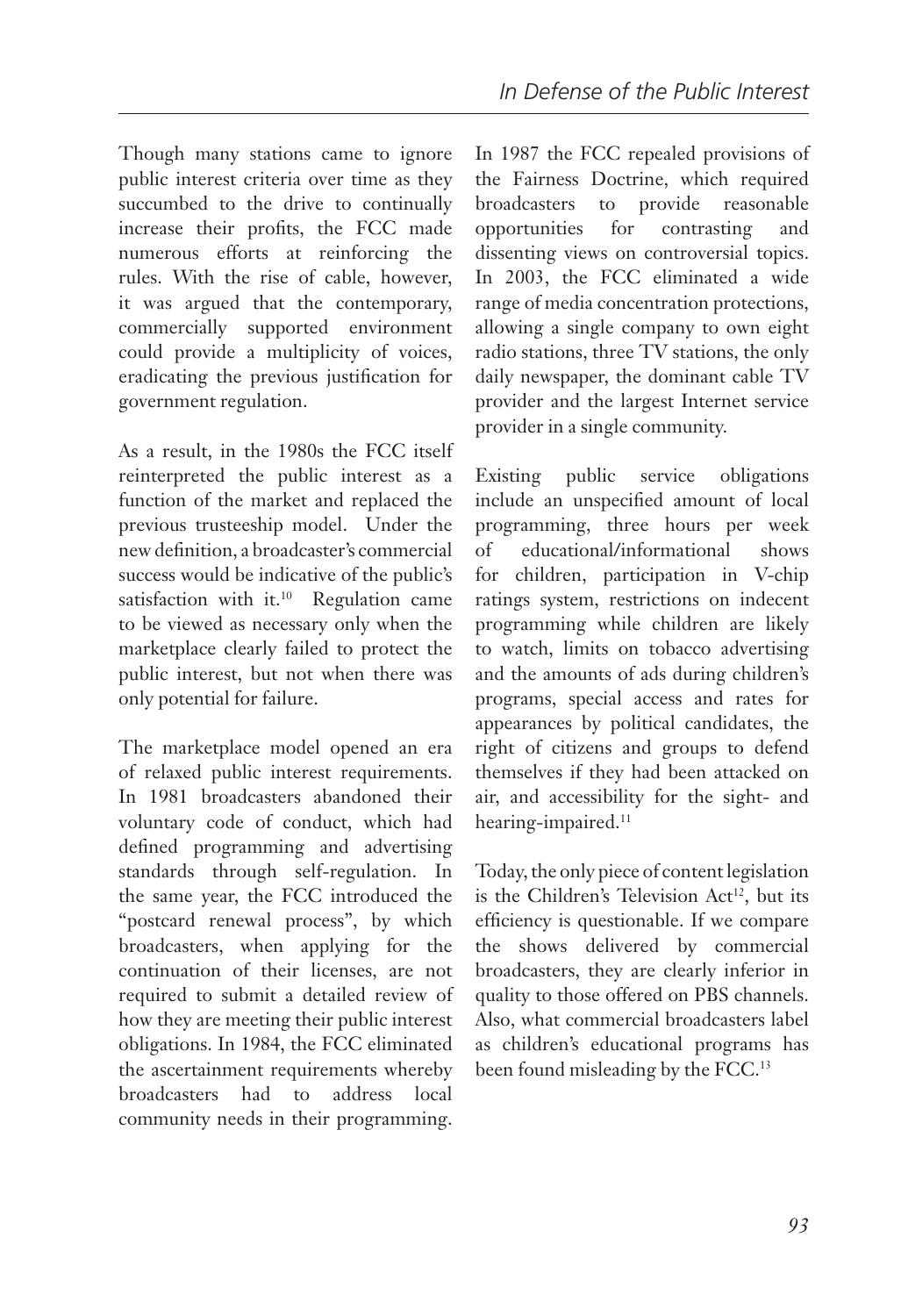Though many stations came to ignore public interest criteria over time as they succumbed to the drive to continually increase their profits, the FCC made numerous efforts at reinforcing the rules. With the rise of cable, however, it was argued that the contemporary, commercially supported environment could provide a multiplicity of voices, eradicating the previous justification for government regulation.

As a result, in the 1980s the FCC itself reinterpreted the public interest as a function of the market and replaced the previous trusteeship model. Under the new definition, a broadcaster's commercial success would be indicative of the public's satisfaction with it.[10] Regulation came to be viewed as necessary only when the marketplace clearly failed to protect the public interest, but not when there was only potential for failure.

The marketplace model opened an era of relaxed public interest requirements. In 1981 broadcasters abandoned their voluntary code of conduct, which had defined programming and advertising standards through self-regulation. In the same year, the FCC introduced the "postcard renewal process", by which broadcasters, when applying for the continuation of their licenses, are not required to submit a detailed review of how they are meeting their public interest obligations. In 1984, the FCC eliminated the ascertainment requirements whereby broadcasters had to address local community needs in their programming. In 1987 the FCC repealed provisions of the Fairness Doctrine, which required broadcasters to provide reasonable opportunities for contrasting and dissenting views on controversial topics. In 2003, the FCC eliminated a wide range of media concentration protections, allowing a single company to own eight radio stations, three TV stations, the only daily newspaper, the dominant cable TV provider and the largest Internet service provider in a single community.

Existing public service obligations include an unspecified amount of local programming, three hours per week of educational/informational shows for children, participation in V-chip ratings system, restrictions on indecent programming while children are likely to watch, limits on tobacco advertising and the amounts of ads during children's programs, special access and rates for appearances by political candidates, the right of citizens and groups to defend themselves if they had been attacked on air, and accessibility for the sight- and hearing-impaired.[11]

Today, the only piece of content legislation is the Children's Television Act[12], but its efficiency is questionable. If we compare the shows delivered by commercial broadcasters, they are clearly inferior in quality to those offered on PBS channels. Also, what commercial broadcasters label as children's educational programs has been found misleading by the FCC.[13]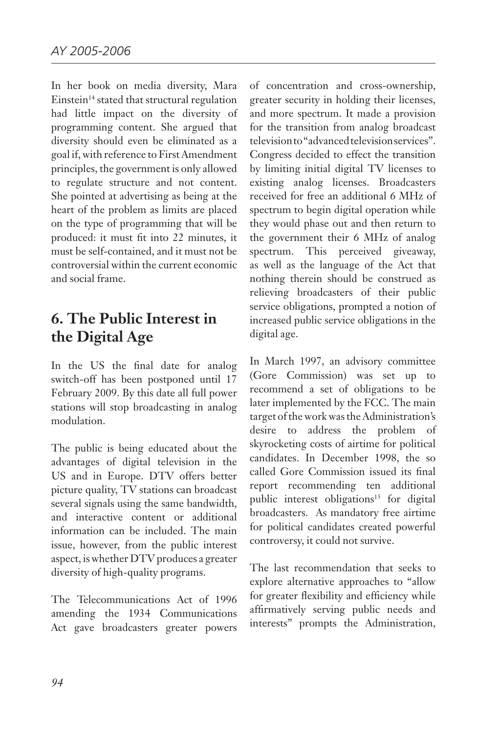In her book on media diversity, Mara Einstein[14] stated that structural regulation had little impact on the diversity of programming content. She argued that diversity should even be eliminated as a goal if, with reference to First Amendment principles, the government is only allowed to regulate structure and not content. She pointed at advertising as being at the heart of the problem as limits are placed on the type of programming that will be produced: it must fit into 22 minutes, it must be self-contained, and it must not be controversial within the current economic and social frame.

## 6. The Public Interest in the Digital Age

In the US the final date for analog switch-off has been postponed until 17 February 2009. By this date all full power stations will stop broadcasting in analog modulation.

The public is being educated about the advantages of digital television in the US and in Europe. DTV offers better picture quality, TV stations can broadcast several signals using the same bandwidth, and interactive content or additional information can be included. The main issue, however, from the public interest aspect, is whether DTV produces a greater diversity of high-quality programs.

The Telecommunications Act of 1996 amending the 1934 Communications Act gave broadcasters greater powers of concentration and cross-ownership, greater security in holding their licenses, and more spectrum. It made a provision for the transition from analog broadcast television to "advanced television services". Congress decided to effect the transition by limiting initial digital TV licenses to existing analog licenses. Broadcasters received for free an additional 6 MHz of spectrum to begin digital operation while they would phase out and then return to the government their 6 MHz of analog spectrum. This perceived giveaway, as well as the language of the Act that nothing therein should be construed as relieving broadcasters of their public service obligations, prompted a notion of increased public service obligations in the digital age.

In March 1997, an advisory committee (Gore Commission) was set up to recommend a set of obligations to be later implemented by the FCC. The main target of the work was the Administration's desire to address the problem of skyrocketing costs of airtime for political candidates. In December 1998, the so called Gore Commission issued its final report recommending ten additional public interest obligations[15] for digital broadcasters. As mandatory free airtime for political candidates created powerful controversy, it could not survive.

The last recommendation that seeks to explore alternative approaches to "allow for greater flexibility and efficiency while affirmatively serving public needs and interests" prompts the Administration,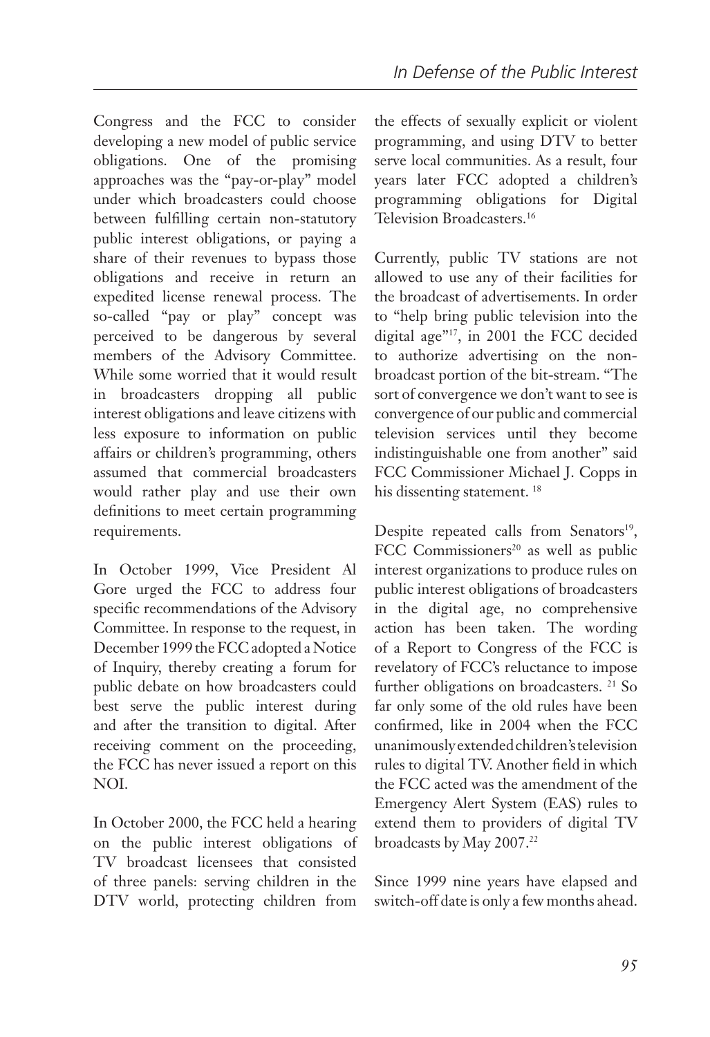Congress and the FCC to consider developing a new model of public service obligations. One of the promising approaches was the "pay-or-play" model under which broadcasters could choose between fulfilling certain non-statutory public interest obligations, or paying a share of their revenues to bypass those obligations and receive in return an expedited license renewal process. The so-called "pay or play" concept was perceived to be dangerous by several members of the Advisory Committee. While some worried that it would result in broadcasters dropping all public interest obligations and leave citizens with less exposure to information on public affairs or children's programming, others assumed that commercial broadcasters would rather play and use their own definitions to meet certain programming requirements.

In October 1999, Vice President Al Gore urged the FCC to address four specific recommendations of the Advisory Committee. In response to the request, in December 1999 the FCC adopted a Notice of Inquiry, thereby creating a forum for public debate on how broadcasters could best serve the public interest during and after the transition to digital. After receiving comment on the proceeding, the FCC has never issued a report on this NOI.

In October 2000, the FCC held a hearing on the public interest obligations of TV broadcast licensees that consisted of three panels: serving children in the DTV world, protecting children from the effects of sexually explicit or violent programming, and using DTV to better serve local communities. As a result, four years later FCC adopted a children's programming obligations for Digital Television Broadcasters.[16]

Currently, public TV stations are not allowed to use any of their facilities for the broadcast of advertisements. In order to "help bring public television into the digital age"[17], in 2001 the FCC decided to authorize advertising on the non-broadcast portion of the bit-stream. "The sort of convergence we don't want to see is convergence of our public and commercial television services until they become indistinguishable one from another" said FCC Commissioner Michael J. Copps in his dissenting statement. [18]

Despite repeated calls from Senators[19], FCC Commissioners[20] as well as public interest organizations to produce rules on public interest obligations of broadcasters in the digital age, no comprehensive action has been taken. The wording of a Report to Congress of the FCC is revelatory of FCC's reluctance to impose further obligations on broadcasters. [21] So far only some of the old rules have been confirmed, like in 2004 when the FCC unanimously extended children's television rules to digital TV. Another field in which the FCC acted was the amendment of the Emergency Alert System (EAS) rules to extend them to providers of digital TV broadcasts by May 2007.[22]

Since 1999 nine years have elapsed and switch-off date is only a few months ahead.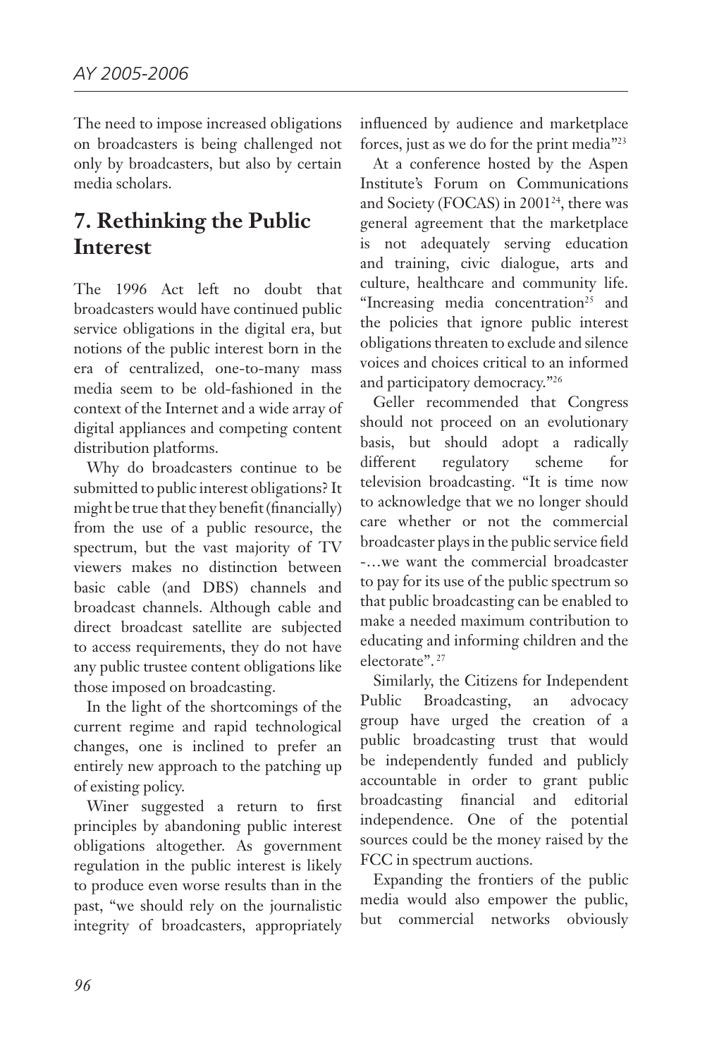The need to impose increased obligations on broadcasters is being challenged not only by broadcasters, but also by certain media scholars.

## 7. Rethinking the Public Interest

The 1996 Act left no doubt that broadcasters would have continued public service obligations in the digital era, but notions of the public interest born in the era of centralized, one-to-many mass media seem to be old-fashioned in the context of the Internet and a wide array of digital appliances and competing content distribution platforms.

Why do broadcasters continue to be submitted to public interest obligations? It might be true that they benefit (financially) from the use of a public resource, the spectrum, but the vast majority of TV viewers makes no distinction between basic cable (and DBS) channels and broadcast channels. Although cable and direct broadcast satellite are subjected to access requirements, they do not have any public trustee content obligations like those imposed on broadcasting.

In the light of the shortcomings of the current regime and rapid technological changes, one is inclined to prefer an entirely new approach to the patching up of existing policy.

Winer suggested a return to first principles by abandoning public interest obligations altogether. As government regulation in the public interest is likely to produce even worse results than in the past, "we should rely on the journalistic integrity of broadcasters, appropriately influenced by audience and marketplace forces, just as we do for the print media"[23]

At a conference hosted by the Aspen Institute's Forum on Communications and Society (FOCAS) in 2001[24], there was general agreement that the marketplace is not adequately serving education and training, civic dialogue, arts and culture, healthcare and community life. "Increasing media concentration[25] and the policies that ignore public interest obligations threaten to exclude and silence voices and choices critical to an informed and participatory democracy."[26]

Geller recommended that Congress should not proceed on an evolutionary basis, but should adopt a radically different regulatory scheme for television broadcasting. "It is time now to acknowledge that we no longer should care whether or not the commercial broadcaster plays in the public service field -…we want the commercial broadcaster to pay for its use of the public spectrum so that public broadcasting can be enabled to make a needed maximum contribution to educating and informing children and the electorate". [27]

Similarly, the Citizens for Independent Public Broadcasting, an advocacy group have urged the creation of a public broadcasting trust that would be independently funded and publicly accountable in order to grant public broadcasting financial and editorial independence. One of the potential sources could be the money raised by the FCC in spectrum auctions.

Expanding the frontiers of the public media would also empower the public, but commercial networks obviously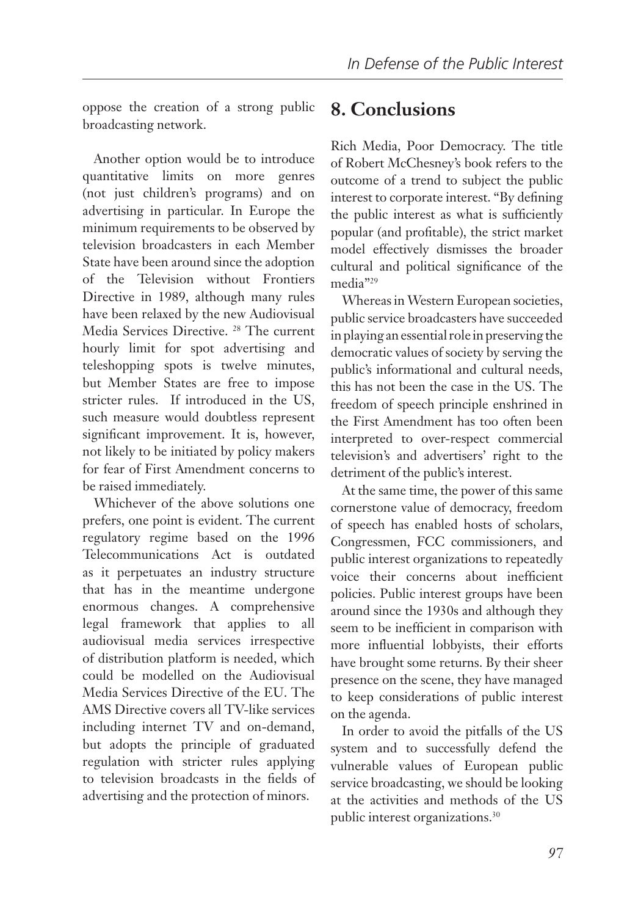oppose the creation of a strong public broadcasting network.

Another option would be to introduce quantitative limits on more genres (not just children's programs) and on advertising in particular. In Europe the minimum requirements to be observed by television broadcasters in each Member State have been around since the adoption of the Television without Frontiers Directive in 1989, although many rules have been relaxed by the new Audiovisual Media Services Directive. [28] The current hourly limit for spot advertising and teleshopping spots is twelve minutes, but Member States are free to impose stricter rules. If introduced in the US, such measure would doubtless represent significant improvement. It is, however, not likely to be initiated by policy makers for fear of First Amendment concerns to be raised immediately.

Whichever of the above solutions one prefers, one point is evident. The current regulatory regime based on the 1996 Telecommunications Act is outdated as it perpetuates an industry structure that has in the meantime undergone enormous changes. A comprehensive legal framework that applies to all audiovisual media services irrespective of distribution platform is needed, which could be modelled on the Audiovisual Media Services Directive of the EU. The AMS Directive covers all TV-like services including internet TV and on-demand, but adopts the principle of graduated regulation with stricter rules applying to television broadcasts in the fields of advertising and the protection of minors.

## 8. Conclusions

Rich Media, Poor Democracy. The title of Robert McChesney's book refers to the outcome of a trend to subject the public interest to corporate interest. "By defining the public interest as what is sufficiently popular (and profitable), the strict market model effectively dismisses the broader cultural and political significance of the media"[29]

Whereas in Western European societies, public service broadcasters have succeeded in playing an essential role in preserving the democratic values of society by serving the public's informational and cultural needs, this has not been the case in the US. The freedom of speech principle enshrined in the First Amendment has too often been interpreted to over-respect commercial television's and advertisers' right to the detriment of the public's interest.

At the same time, the power of this same cornerstone value of democracy, freedom of speech has enabled hosts of scholars, Congressmen, FCC commissioners, and public interest organizations to repeatedly voice their concerns about inefficient policies. Public interest groups have been around since the 1930s and although they seem to be inefficient in comparison with more influential lobbyists, their efforts have brought some returns. By their sheer presence on the scene, they have managed to keep considerations of public interest on the agenda.

In order to avoid the pitfalls of the US system and to successfully defend the vulnerable values of European public service broadcasting, we should be looking at the activities and methods of the US public interest organizations.[30]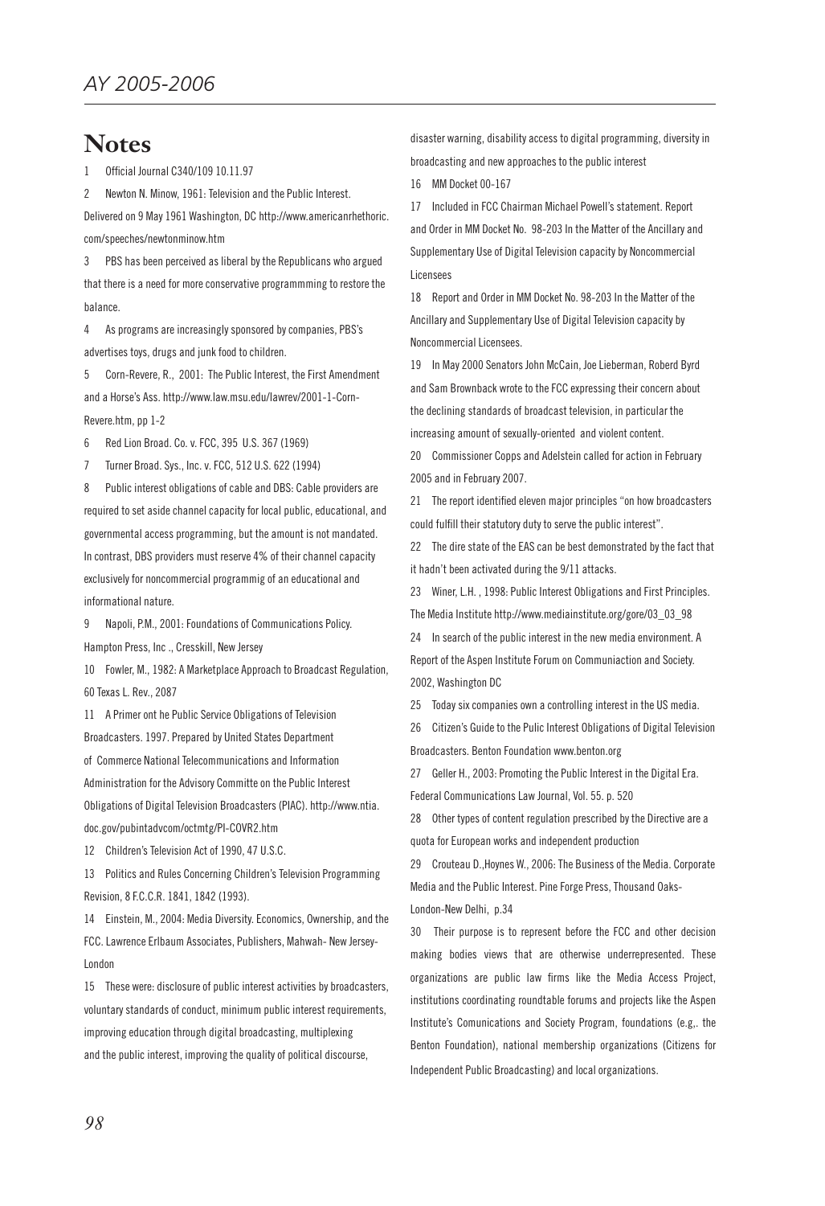# Notes

1 Official Journal C340/109 10.11.97

2 Newton N. Minow, 1961: Television and the Public Interest. Delivered on 9 May 1961 Washington, DC http://www.americanrhetoric.com/speeches/newtonminow.htm

3 PBS has been perceived as liberal by the Republicans who argued that there is a need for more conservative programmming to restore the balance.

4 As programs are increasingly sponsored by companies, PBS's advertises toys, drugs and junk food to children.

5 Corn-Revere, R., 2001: The Public Interest, the First Amendment and a Horse's Ass. http://www.law.msu.edu/lawrev/2001-1-Corn-Revere.htm, pp 1-2

6 Red Lion Broad. Co. v. FCC, 395 U.S. 367 (1969)

7 Turner Broad. Sys., Inc. v. FCC, 512 U.S. 622 (1994)

8 Public interest obligations of cable and DBS: Cable providers are required to set aside channel capacity for local public, educational, and governmental access programming, but the amount is not mandated. In contrast, DBS providers must reserve 4% of their channel capacity exclusively for noncommercial programmig of an educational and informational nature.

9 Napoli, P.M., 2001: Foundations of Communications Policy. Hampton Press, Inc ., Cresskill, New Jersey

10 Fowler, M., 1982: A Marketplace Approach to Broadcast Regulation, 60 Texas L. Rev., 2087

11 A Primer ont he Public Service Obligations of Television Broadcasters. 1997. Prepared by United States Department of Commerce National Telecommunications and Information Administration for the Advisory Committe on the Public Interest Obligations of Digital Television Broadcasters (PIAC). http://www.ntia.doc.gov/pubintadvcom/octmtg/PI-COVR2.htm

12 Children's Television Act of 1990, 47 U.S.C.

13 Politics and Rules Concerning Children's Television Programming Revision, 8 F.C.C.R. 1841, 1842 (1993).

14 Einstein, M., 2004: Media Diversity. Economics, Ownership, and the FCC. Lawrence Erlbaum Associates, Publishers, Mahwah- New Jersey-London

15 These were: disclosure of public interest activities by broadcasters, voluntary standards of conduct, minimum public interest requirements, improving education through digital broadcasting, multiplexing and the public interest, improving the quality of political discourse, disaster warning, disability access to digital programming, diversity in broadcasting and new approaches to the public interest

16 MM Docket 00-167

17 Included in FCC Chairman Michael Powell's statement. Report and Order in MM Docket No. 98-203 In the Matter of the Ancillary and Supplementary Use of Digital Television capacity by Noncommercial Licensees

18 Report and Order in MM Docket No. 98-203 In the Matter of the Ancillary and Supplementary Use of Digital Television capacity by Noncommercial Licensees.

19 In May 2000 Senators John McCain, Joe Lieberman, Roberd Byrd and Sam Brownback wrote to the FCC expressing their concern about the declining standards of broadcast television, in particular the increasing amount of sexually-oriented and violent content.

20 Commissioner Copps and Adelstein called for action in February 2005 and in February 2007.

21 The report identified eleven major principles "on how broadcasters could fulfill their statutory duty to serve the public interest".

22 The dire state of the EAS can be best demonstrated by the fact that it hadn't been activated during the 9/11 attacks.

23 Winer, L.H. , 1998: Public Interest Obligations and First Principles. The Media Institute http://www.mediainstitute.org/gore/03_03_98

24 In search of the public interest in the new media environment. A Report of the Aspen Institute Forum on Communiaction and Society. 2002, Washington DC

25 Today six companies own a controlling interest in the US media.

26 Citizen's Guide to the Pulic Interest Obligations of Digital Television Broadcasters. Benton Foundation www.benton.org

27 Geller H., 2003: Promoting the Public Interest in the Digital Era. Federal Communications Law Journal, Vol. 55. p. 520

28 Other types of content regulation prescribed by the Directive are a quota for European works and independent production

29 Crouteau D.,Hoynes W., 2006: The Business of the Media. Corporate Media and the Public Interest. Pine Forge Press, Thousand Oaks-London-New Delhi, p.34

30 Their purpose is to represent before the FCC and other decision making bodies views that are otherwise underrepresented. These organizations are public law firms like the Media Access Project, institutions coordinating roundtable forums and projects like the Aspen Institute's Comunications and Society Program, foundations (e.g,. the Benton Foundation), national membership organizations (Citizens for Independent Public Broadcasting) and local organizations.